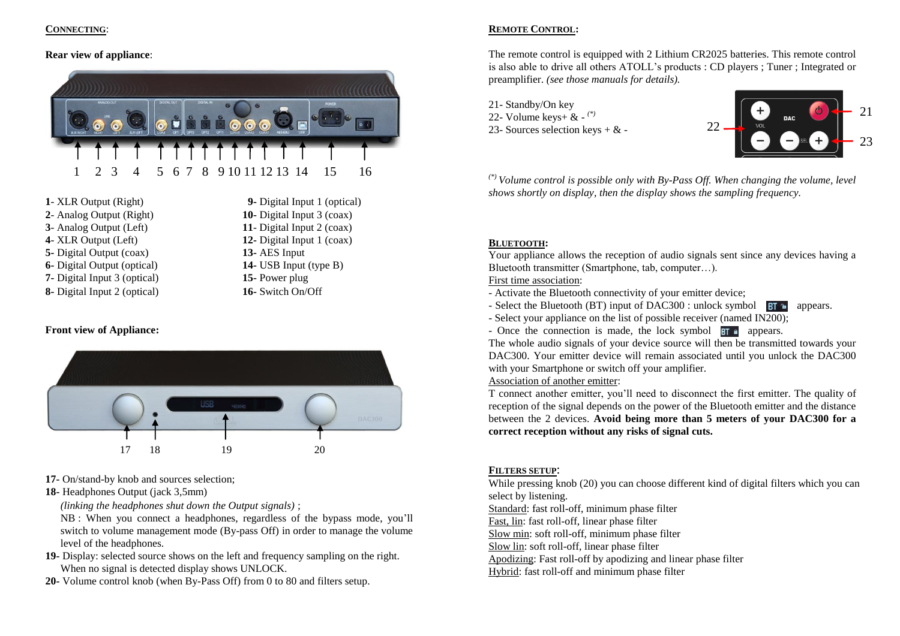## CONNECTING:

**Rear view of appliance**:

**1**- XLR Output (Right)
**2**- Analog Output (Right)
**3**- Analog Output (Left)
**4**- XLR Output (Left)
**5**- Digital Output (coax)
**6**- Digital Output (optical)
**7**- Digital Input 3 (optical)
**8**- Digital Input 2 (optical)
**9**- Digital Input 1 (optical)
**10**- Digital Input 3 (coax)
**11**- Digital Input 2 (coax)
**12**- Digital Input 1 (coax)
**13**- AES Input
**14**- USB Input (type B)
**15**- Power plug
**16**- Switch On/Off

**Front view of Appliance:**

**17**- On/stand-by knob and sources selection;
**18**- Headphones Output (jack 3,5mm)
*(linking the headphones shut down the Output signals)* ;
NB : When you connect a headphones, regardless of the bypass mode, you'll switch to volume management mode (By-pass Off) in order to manage the volume level of the headphones.
**19**- Display: selected source shows on the left and frequency sampling on the right. When no signal is detected display shows UNLOCK.
**20**- Volume control knob (when By-Pass Off) from 0 to 80 and filters setup.

## REMOTE CONTROL:

The remote control is equipped with 2 Lithium CR2025 batteries. This remote control is also able to drive all others ATOLL's products : CD players ; Tuner ; Integrated or preamplifier. *(see those manuals for details).*

21- Standby/On key
22- Volume keys+ & - [(*)]
23- Sources selection keys + & -

[(*)] *Volume control is possible only with By-Pass Off. When changing the volume, level shows shortly on display, then the display shows the sampling frequency.*

## BLUETOOTH:

Your appliance allows the reception of audio signals sent since any devices having a Bluetooth transmitter (Smartphone, tab, computer…).

First time association:

- Activate the Bluetooth connectivity of your emitter device;
- Select the Bluetooth (BT) input of DAC300 : unlock symbol BT appears.
- Select your appliance on the list of possible receiver (named IN200);
- Once the connection is made, the lock symbol BT appears.

The whole audio signals of your device source will then be transmitted towards your DAC300. Your emitter device will remain associated until you unlock the DAC300 with your Smartphone or switch off your amplifier.

Association of another emitter:

T connect another emitter, you'll need to disconnect the first emitter. The quality of reception of the signal depends on the power of the Bluetooth emitter and the distance between the 2 devices. **Avoid being more than 5 meters of your DAC300 for a correct reception without any risks of signal cuts.**

## FILTERS SETUP:

While pressing knob (20) you can choose different kind of digital filters which you can select by listening.

Standard: fast roll-off, minimum phase filter
Fast, lin: fast roll-off, linear phase filter
Slow min: soft roll-off, minimum phase filter
Slow lin: soft roll-off, linear phase filter
Apodizing: Fast roll-off by apodizing and linear phase filter
Hybrid: fast roll-off and minimum phase filter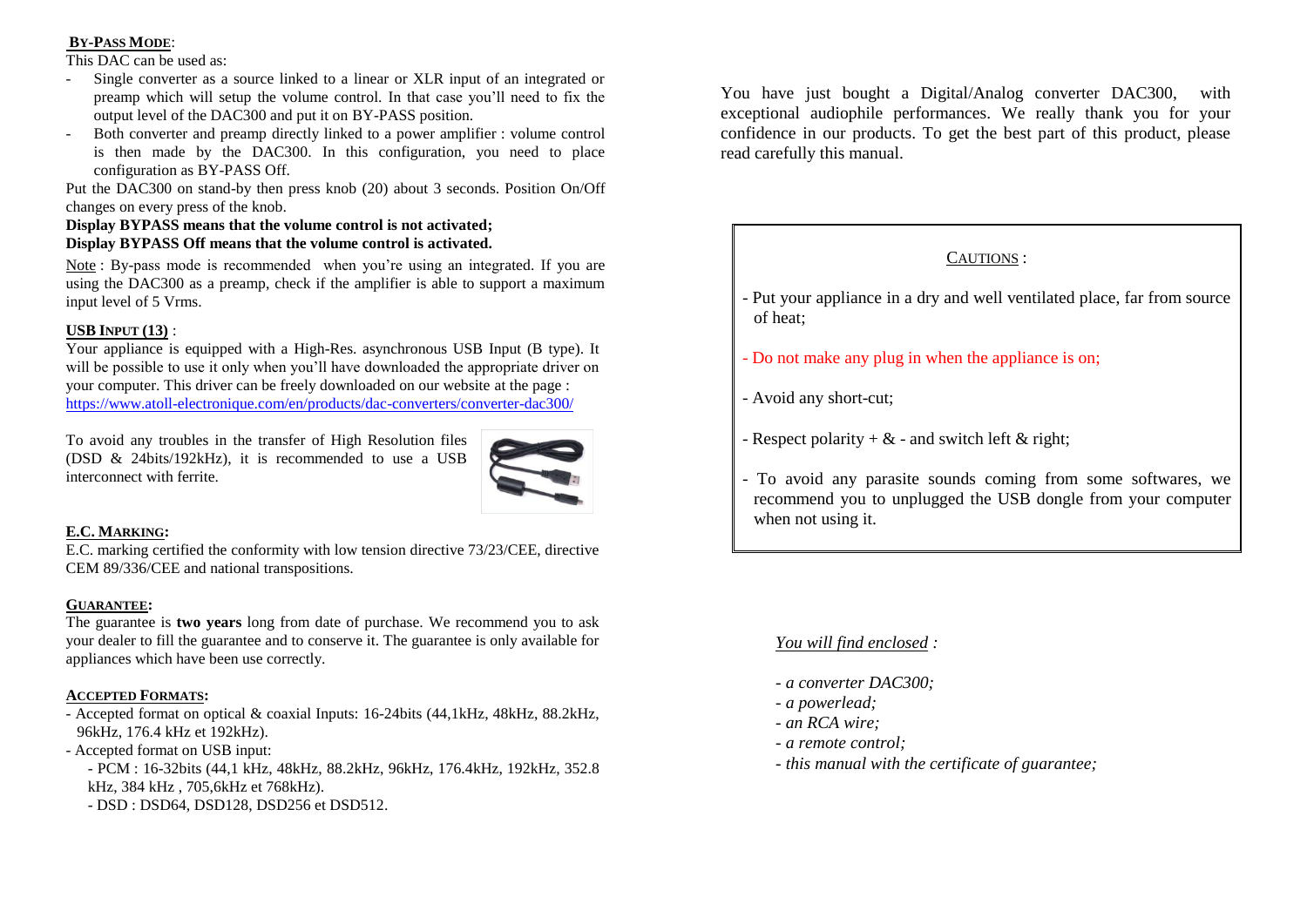**BY-PASS MODE**:

This DAC can be used as:

- Single converter as a source linked to a linear or XLR input of an integrated or preamp which will setup the volume control. In that case you'll need to fix the output level of the DAC300 and put it on BY-PASS position.
- Both converter and preamp directly linked to a power amplifier : volume control is then made by the DAC300. In this configuration, you need to place configuration as BY-PASS Off.

Put the DAC300 on stand-by then press knob (20) about 3 seconds. Position On/Off changes on every press of the knob.

**Display BYPASS means that the volume control is not activated;**
**Display BYPASS Off means that the volume control is activated.**

Note : By-pass mode is recommended when you're using an integrated. If you are using the DAC300 as a preamp, check if the amplifier is able to support a maximum input level of 5 Vrms.

**USB INPUT (13)** :

Your appliance is equipped with a High-Res. asynchronous USB Input (B type). It will be possible to use it only when you'll have downloaded the appropriate driver on your computer. This driver can be freely downloaded on our website at the page : https://www.atoll-electronique.com/en/products/dac-converters/converter-dac300/

To avoid any troubles in the transfer of High Resolution files (DSD & 24bits/192kHz), it is recommended to use a USB interconnect with ferrite.

**E.C. MARKING:**

E.C. marking certified the conformity with low tension directive 73/23/CEE, directive CEM 89/336/CEE and national transpositions.

**GUARANTEE:**

The guarantee is **two years** long from date of purchase. We recommend you to ask your dealer to fill the guarantee and to conserve it. The guarantee is only available for appliances which have been use correctly.

**ACCEPTED FORMATS:**

- Accepted format on optical & coaxial Inputs: 16-24bits (44,1kHz, 48kHz, 88.2kHz, 96kHz, 176.4 kHz et 192kHz).
- Accepted format on USB input:
  - PCM : 16-32bits (44,1 kHz, 48kHz, 88.2kHz, 96kHz, 176.4kHz, 192kHz, 352.8 kHz, 384 kHz , 705,6kHz et 768kHz).
  - DSD : DSD64, DSD128, DSD256 et DSD512.

You have just bought a Digital/Analog converter DAC300, with exceptional audiophile performances. We really thank you for your confidence in our products. To get the best part of this product, please read carefully this manual.

CAUTIONS :

- Put your appliance in a dry and well ventilated place, far from source of heat;
- Do not make any plug in when the appliance is on;
- Avoid any short-cut;
- Respect polarity + & - and switch left & right;
- To avoid any parasite sounds coming from some softwares, we recommend you to unplugged the USB dongle from your computer when not using it.

*You will find enclosed :*

- *a converter DAC300;*
- *a powerlead;*
- *an RCA wire;*
- *a remote control;*
- *this manual with the certificate of guarantee;*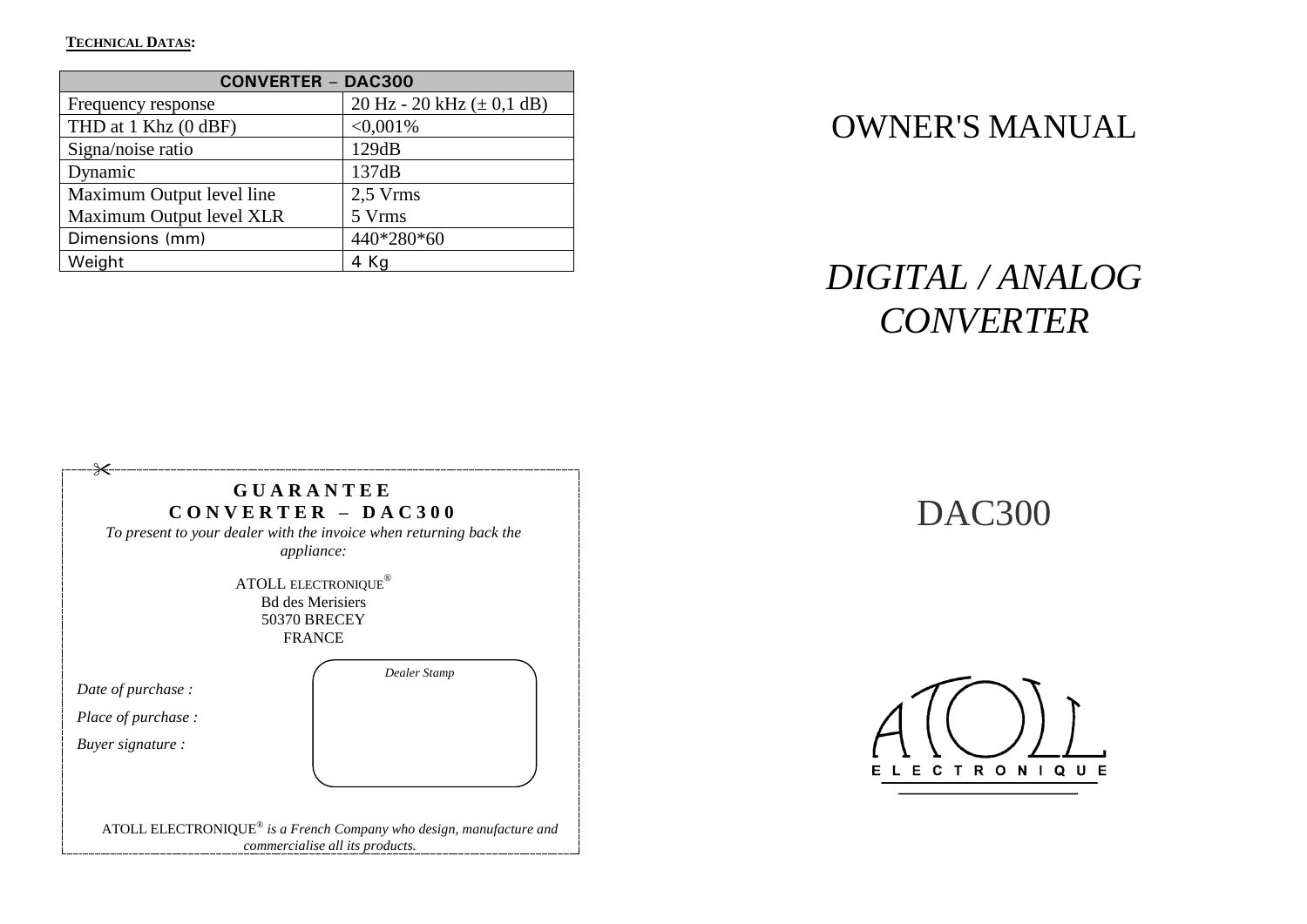**TECHNICAL DATAS:**

| CONVERTER – DAC300 | |
|---|---|
| Frequency response | 20 Hz - 20 kHz (± 0,1 dB) |
| THD at 1 Khz (0 dBF) | <0,001% |
| Signa/noise ratio | 129dB |
| Dynamic | 137dB |
| Maximum Output level line | 2,5 Vrms |
| Maximum Output level XLR | 5 Vrms |
| Dimensions (mm) | 440*280*60 |
| Weight | 4 Kg |

**G U A R A N T E E**

**C O N V E R T E R – D A C 3 0 0**

*To present to your dealer with the invoice when returning back the appliance:*

ATOLL ELECTRONIQUE®
Bd des Merisiers
50370 BRECEY
FRANCE

*Date of purchase :*

*Place of purchase :*

*Buyer signature :*

*Dealer Stamp*

ATOLL ELECTRONIQUE® *is a French Company who design, manufacture and commercialise all its products.*

# OWNER'S MANUAL

# *DIGITAL / ANALOG CONVERTER*

# DAC300

ATOLL
ELECTRONIQUE